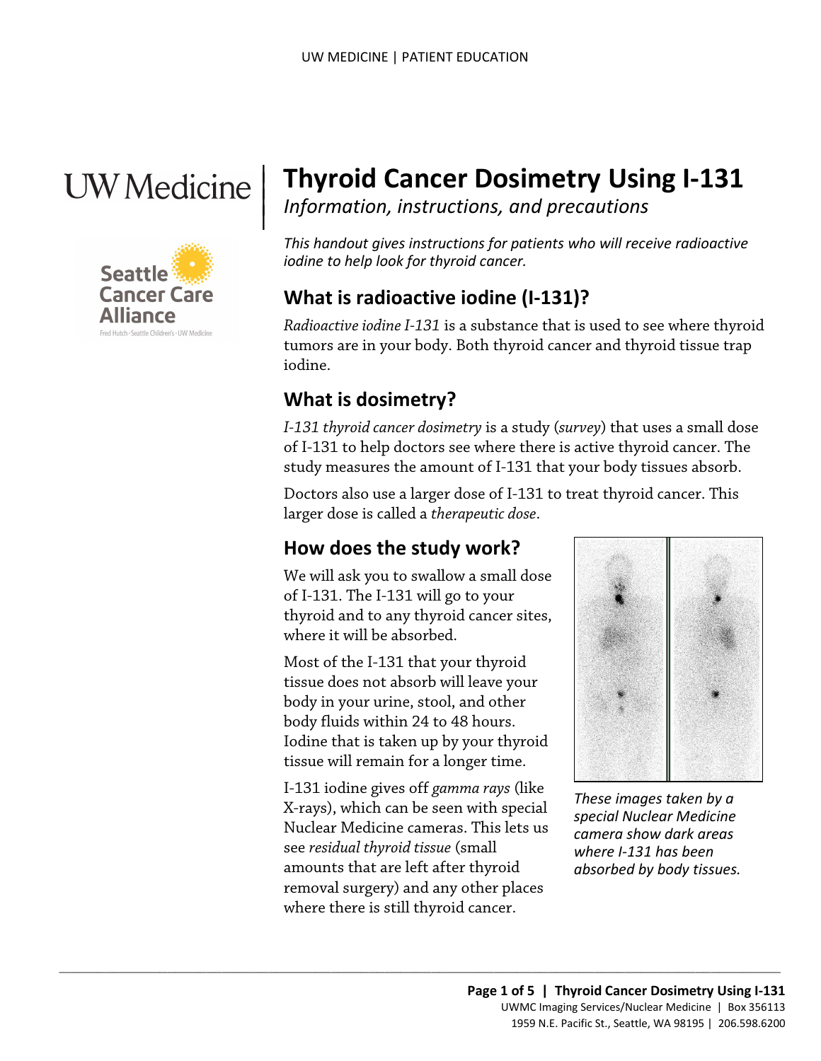# Thyroid Cancer Dosimetry Using I-131

*Information, instructions, and precautions*

*This handout gives instructions for patients who will receive radioactive iodine to help look for thyroid cancer.*

## What is radioactive iodine (I-131)?

*Radioactive iodine I-131* is a substance that is used to see where thyroid tumors are in your body. Both thyroid cancer and thyroid tissue trap iodine.

## What is dosimetry?

*I-131 thyroid cancer dosimetry* is a study (*survey*) that uses a small dose of I-131 to help doctors see where there is active thyroid cancer. The study measures the amount of I-131 that your body tissues absorb.

Doctors also use a larger dose of I-131 to treat thyroid cancer. This larger dose is called a *therapeutic dose*.

## How does the study work?

We will ask you to swallow a small dose of I-131. The I-131 will go to your thyroid and to any thyroid cancer sites, where it will be absorbed.

Most of the I-131 that your thyroid tissue does not absorb will leave your body in your urine, stool, and other body fluids within 24 to 48 hours. Iodine that is taken up by your thyroid tissue will remain for a longer time.

I-131 iodine gives off *gamma rays* (like X-rays), which can be seen with special Nuclear Medicine cameras. This lets us see *residual thyroid tissue* (small amounts that are left after thyroid removal surgery) and any other places where there is still thyroid cancer.

*These images taken by a special Nuclear Medicine camera show dark areas where I-131 has been absorbed by body tissues.*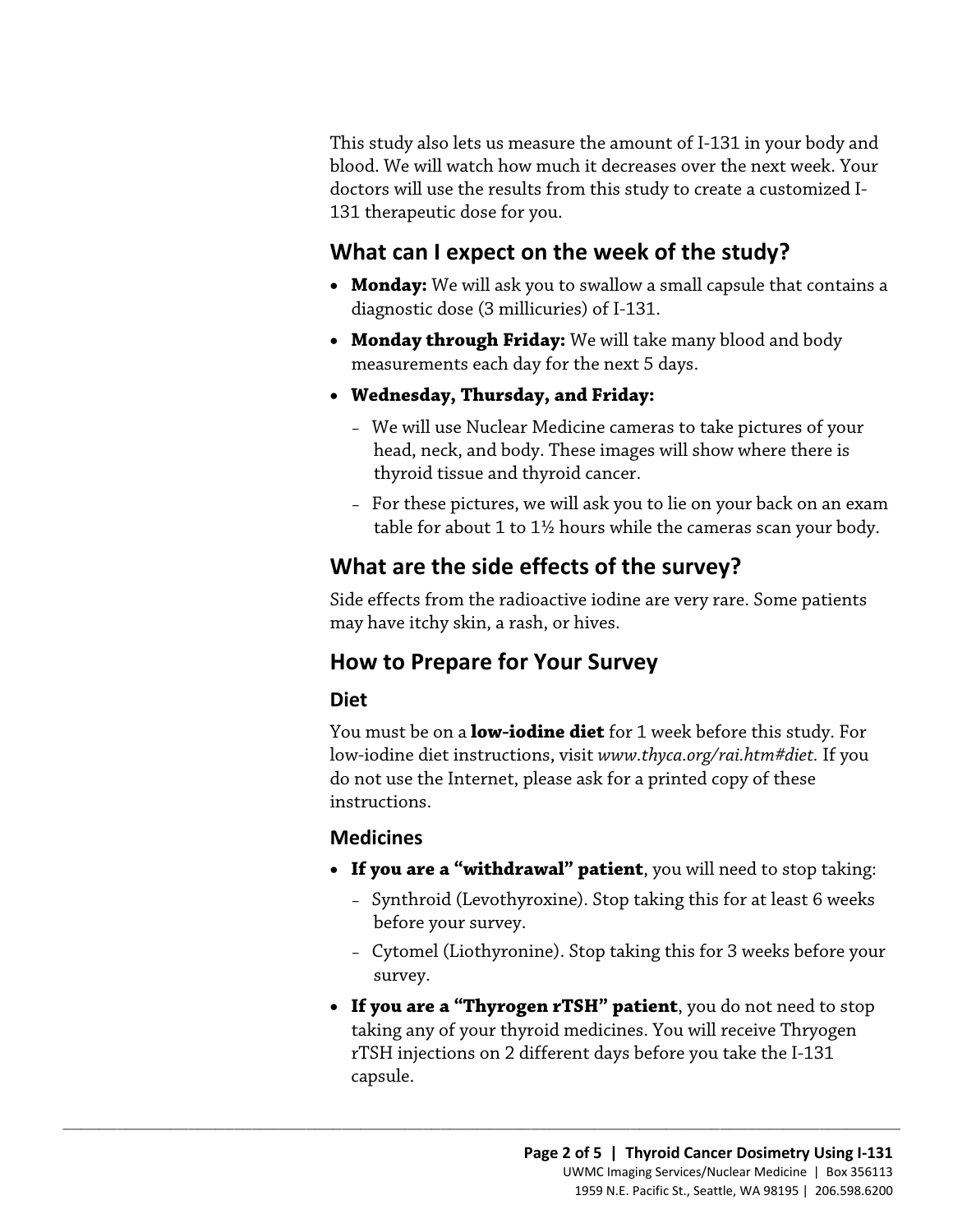This study also lets us measure the amount of I-131 in your body and blood. We will watch how much it decreases over the next week. Your doctors will use the results from this study to create a customized I-131 therapeutic dose for you.

## What can I expect on the week of the study?

- **Monday:** We will ask you to swallow a small capsule that contains a diagnostic dose (3 millicuries) of I-131.
- **Monday through Friday:** We will take many blood and body measurements each day for the next 5 days.
- **Wednesday, Thursday, and Friday:**
  - We will use Nuclear Medicine cameras to take pictures of your head, neck, and body. These images will show where there is thyroid tissue and thyroid cancer.
  - For these pictures, we will ask you to lie on your back on an exam table for about 1 to 1½ hours while the cameras scan your body.

## What are the side effects of the survey?

Side effects from the radioactive iodine are very rare. Some patients may have itchy skin, a rash, or hives.

## How to Prepare for Your Survey

### Diet

You must be on a **low-iodine diet** for 1 week before this study. For low-iodine diet instructions, visit *www.thyca.org/rai.htm#diet*. If you do not use the Internet, please ask for a printed copy of these instructions.

### Medicines

- **If you are a "withdrawal" patient**, you will need to stop taking:
  - Synthroid (Levothyroxine). Stop taking this for at least 6 weeks before your survey.
  - Cytomel (Liothyronine). Stop taking this for 3 weeks before your survey.
- **If you are a "Thyrogen rTSH" patient**, you do not need to stop taking any of your thyroid medicines. You will receive Thryogen rTSH injections on 2 different days before you take the I-131 capsule.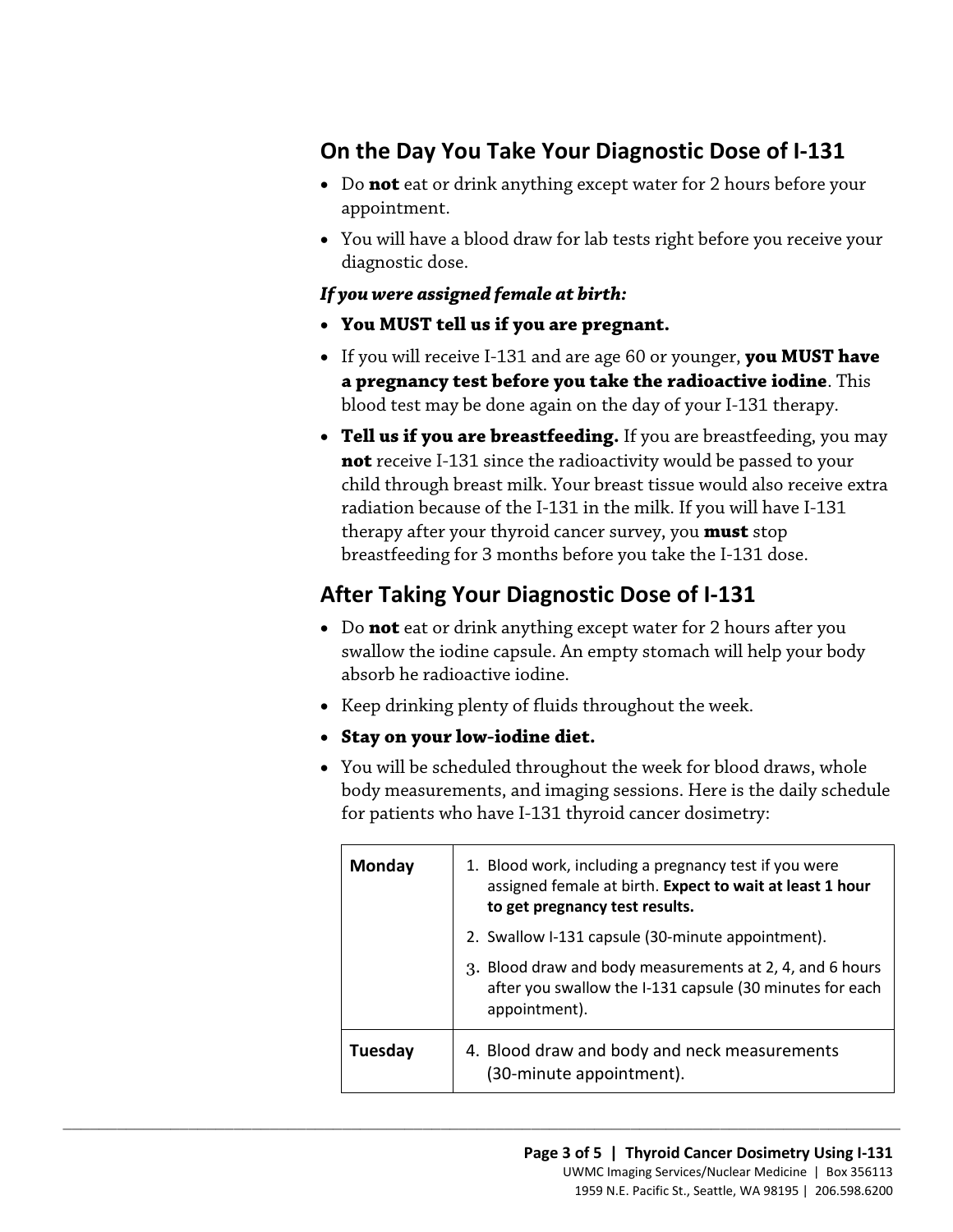## On the Day You Take Your Diagnostic Dose of I-131

- Do **not** eat or drink anything except water for 2 hours before your appointment.
- You will have a blood draw for lab tests right before you receive your diagnostic dose.

***If you were assigned female at birth:***

- **You MUST tell us if you are pregnant.**
- If you will receive I-131 and are age 60 or younger, **you MUST have a pregnancy test before you take the radioactive iodine**. This blood test may be done again on the day of your I-131 therapy.
- **Tell us if you are breastfeeding.** If you are breastfeeding, you may **not** receive I-131 since the radioactivity would be passed to your child through breast milk. Your breast tissue would also receive extra radiation because of the I-131 in the milk. If you will have I-131 therapy after your thyroid cancer survey, you **must** stop breastfeeding for 3 months before you take the I-131 dose.

## After Taking Your Diagnostic Dose of I-131

- Do **not** eat or drink anything except water for 2 hours after you swallow the iodine capsule. An empty stomach will help your body absorb he radioactive iodine.
- Keep drinking plenty of fluids throughout the week.
- **Stay on your low-iodine diet.**
- You will be scheduled throughout the week for blood draws, whole body measurements, and imaging sessions. Here is the daily schedule for patients who have I-131 thyroid cancer dosimetry:

| | |
|---|---|
| **Monday** | 1. Blood work, including a pregnancy test if you were assigned female at birth. **Expect to wait at least 1 hour to get pregnancy test results.**<br>2. Swallow I-131 capsule (30-minute appointment).<br>3. Blood draw and body measurements at 2, 4, and 6 hours after you swallow the I-131 capsule (30 minutes for each appointment). |
| **Tuesday** | 4. Blood draw and body and neck measurements (30-minute appointment). |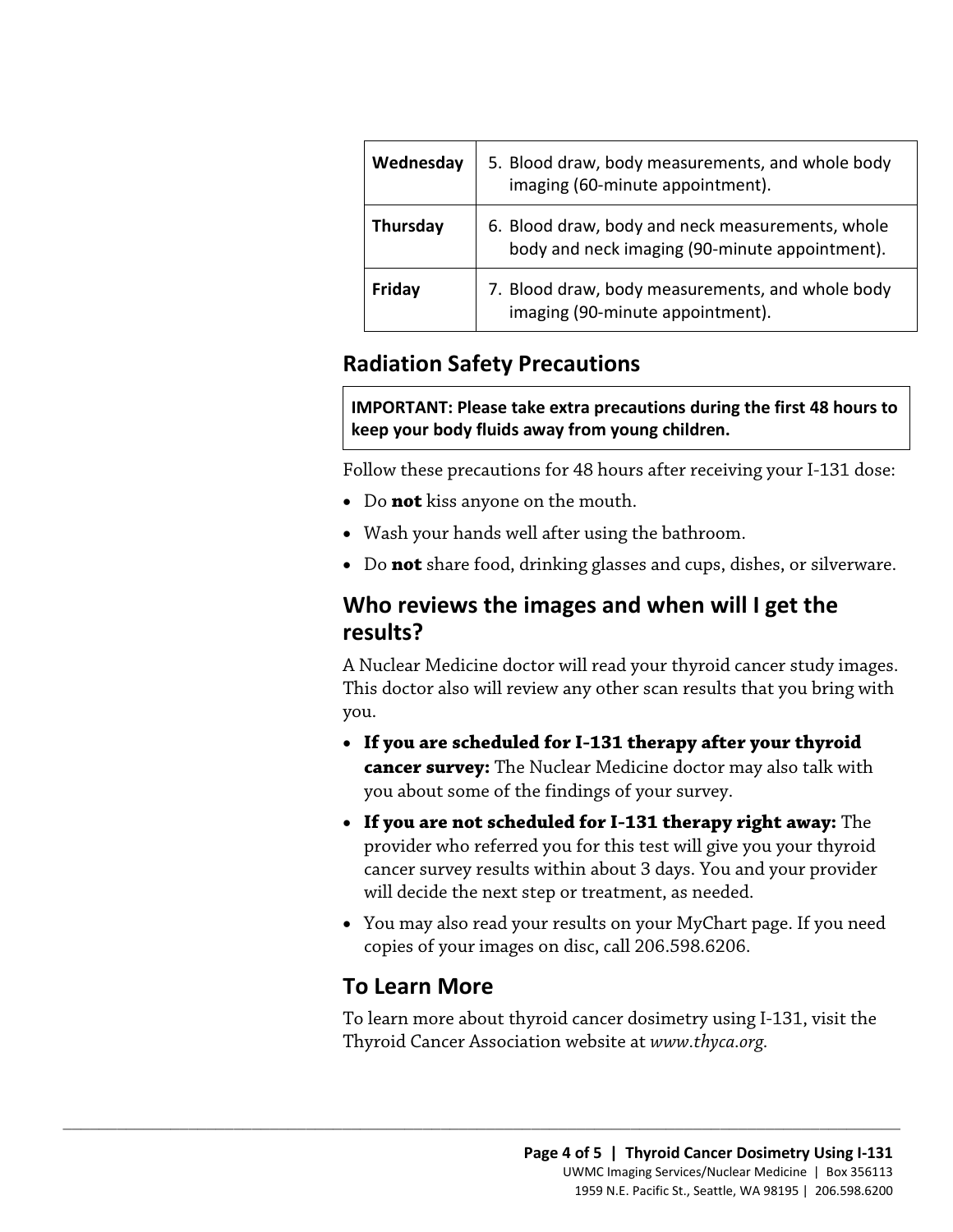| | |
|---|---|
| **Wednesday** | 5. Blood draw, body measurements, and whole body imaging (60-minute appointment). |
| **Thursday** | 6. Blood draw, body and neck measurements, whole body and neck imaging (90-minute appointment). |
| **Friday** | 7. Blood draw, body measurements, and whole body imaging (90-minute appointment). |

## Radiation Safety Precautions

**IMPORTANT: Please take extra precautions during the first 48 hours to keep your body fluids away from young children.**

Follow these precautions for 48 hours after receiving your I-131 dose:

- Do **not** kiss anyone on the mouth.
- Wash your hands well after using the bathroom.
- Do **not** share food, drinking glasses and cups, dishes, or silverware.

## Who reviews the images and when will I get the results?

A Nuclear Medicine doctor will read your thyroid cancer study images. This doctor also will review any other scan results that you bring with you.

- **If you are scheduled for I-131 therapy after your thyroid cancer survey:** The Nuclear Medicine doctor may also talk with you about some of the findings of your survey.
- **If you are not scheduled for I-131 therapy right away:** The provider who referred you for this test will give you your thyroid cancer survey results within about 3 days. You and your provider will decide the next step or treatment, as needed.
- You may also read your results on your MyChart page. If you need copies of your images on disc, call 206.598.6206.

## To Learn More

To learn more about thyroid cancer dosimetry using I-131, visit the Thyroid Cancer Association website at *www.thyca.org*.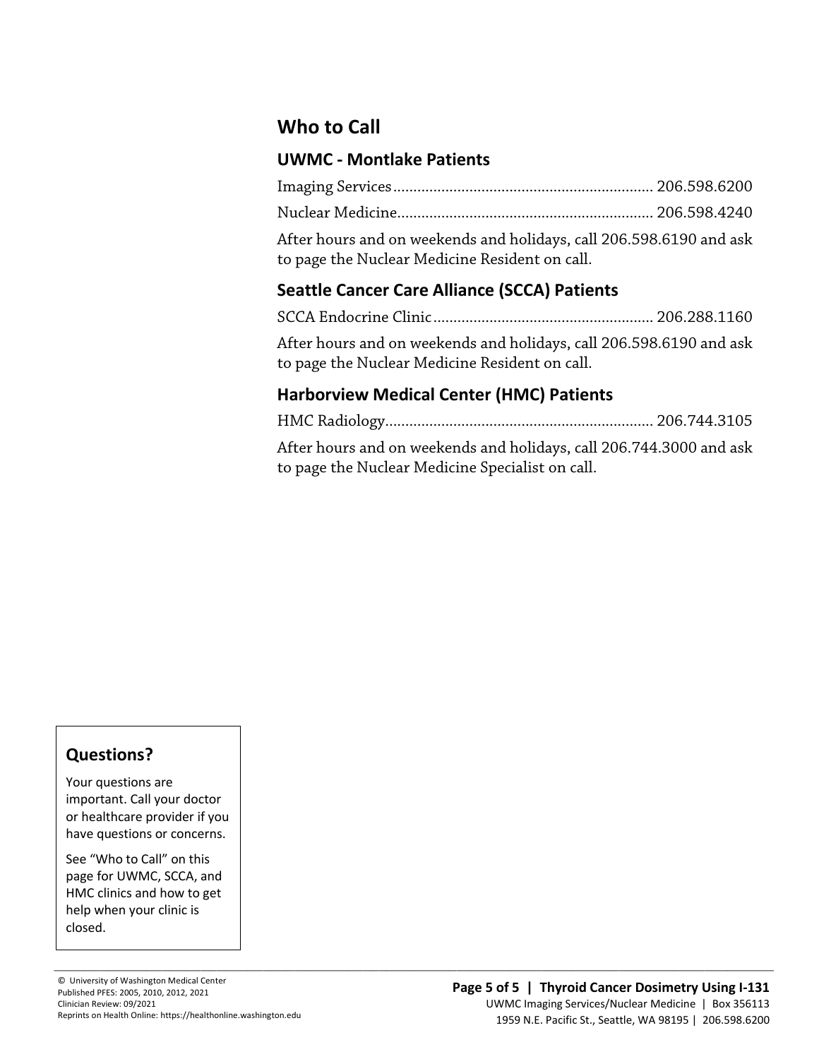## Who to Call

### UWMC - Montlake Patients

Imaging Services................................................................ 206.598.6200

Nuclear Medicine............................................................... 206.598.4240

After hours and on weekends and holidays, call 206.598.6190 and ask to page the Nuclear Medicine Resident on call.

### Seattle Cancer Care Alliance (SCCA) Patients

SCCA Endocrine Clinic...................................................... 206.288.1160

After hours and on weekends and holidays, call 206.598.6190 and ask to page the Nuclear Medicine Resident on call.

### Harborview Medical Center (HMC) Patients

HMC Radiology.................................................................. 206.744.3105

After hours and on weekends and holidays, call 206.744.3000 and ask to page the Nuclear Medicine Specialist on call.

### Questions?

Your questions are important. Call your doctor or healthcare provider if you have questions or concerns.

See "Who to Call" on this page for UWMC, SCCA, and HMC clinics and how to get help when your clinic is closed.

© University of Washington Medical Center
Published PFES: 2005, 2010, 2012, 2021
Clinician Review: 09/2021
Reprints on Health Online: https://healthonline.washington.edu

**Thyroid Cancer Dosimetry Using I-131**
UWMC Imaging Services/Nuclear Medicine | Box 356113
1959 N.E. Pacific St., Seattle, WA 98195 | 206.598.6200